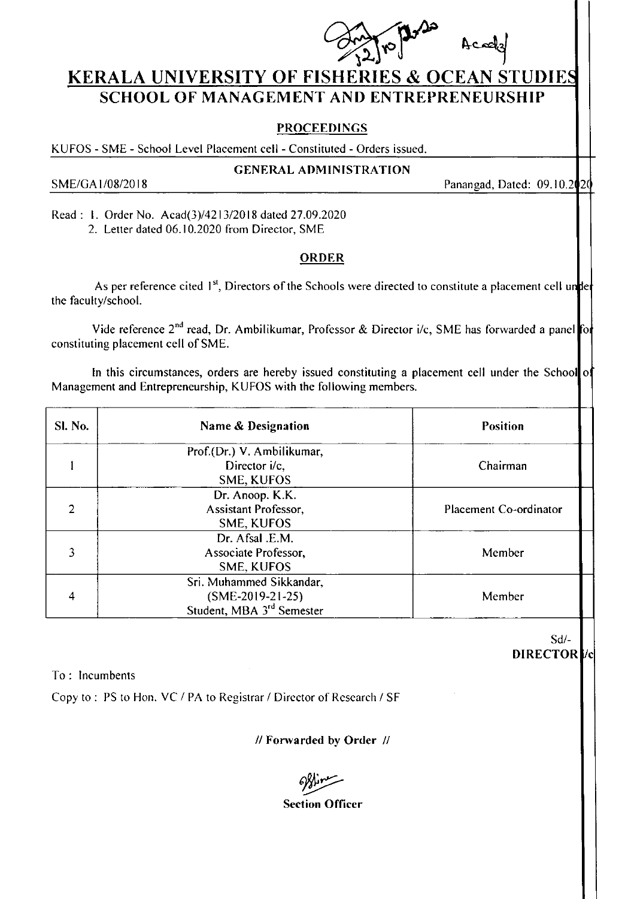# KERALA UNIVERSITY OF FISHERIES & OCEAN STUDIES

## SCHOOL OF MANAGEMENT AND ENTREPRENEURSHIP

**PROCEEDINGS**

KUFOS - SME - School Level Placement cell - Constituted - Orders issued.

**GENERAL ADMINISTRATION**

SME/GA1/08/2018 Panangad, Dated: 09.10.2020

Read : 1. Order No. Acad(3)/4213/2018 dated 27.09.2020
2. Letter dated 06.10.2020 from Director, SME

**ORDER**

As per reference cited 1st, Directors of the Schools were directed to constitute a placement cell under the faculty/school.

Vide reference 2nd read, Dr. Ambilikumar, Professor & Director i/c, SME has forwarded a panel for constituting placement cell of SME.

In this circumstances, orders are hereby issued constituting a placement cell under the School of Management and Entrepreneurship, KUFOS with the following members.

| Sl. No. | Name & Designation | Position |
|---|---|---|
| 1 | Prof.(Dr.) V. Ambilikumar, Director i/c, SME, KUFOS | Chairman |
| 2 | Dr. Anoop. K.K. Assistant Professor, SME, KUFOS | Placement Co-ordinator |
| 3 | Dr. Afsal .E.M. Associate Professor, SME, KUFOS | Member |
| 4 | Sri. Muhammed Sikkandar, (SME-2019-21-25) Student, MBA 3rd Semester | Member |

Sd/-
**DIRECTOR i/c**

To : Incumbents

Copy to : PS to Hon. VC / PA to Registrar / Director of Research / SF

**// Forwarded by Order //**

**Section Officer**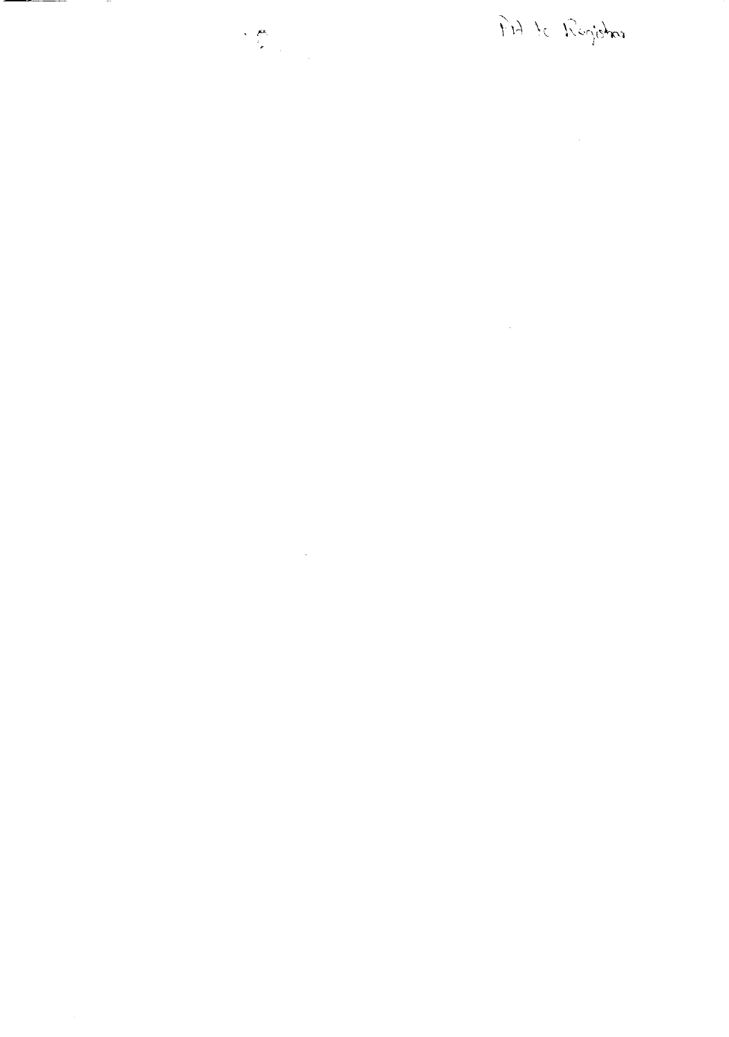FtA to Registrar